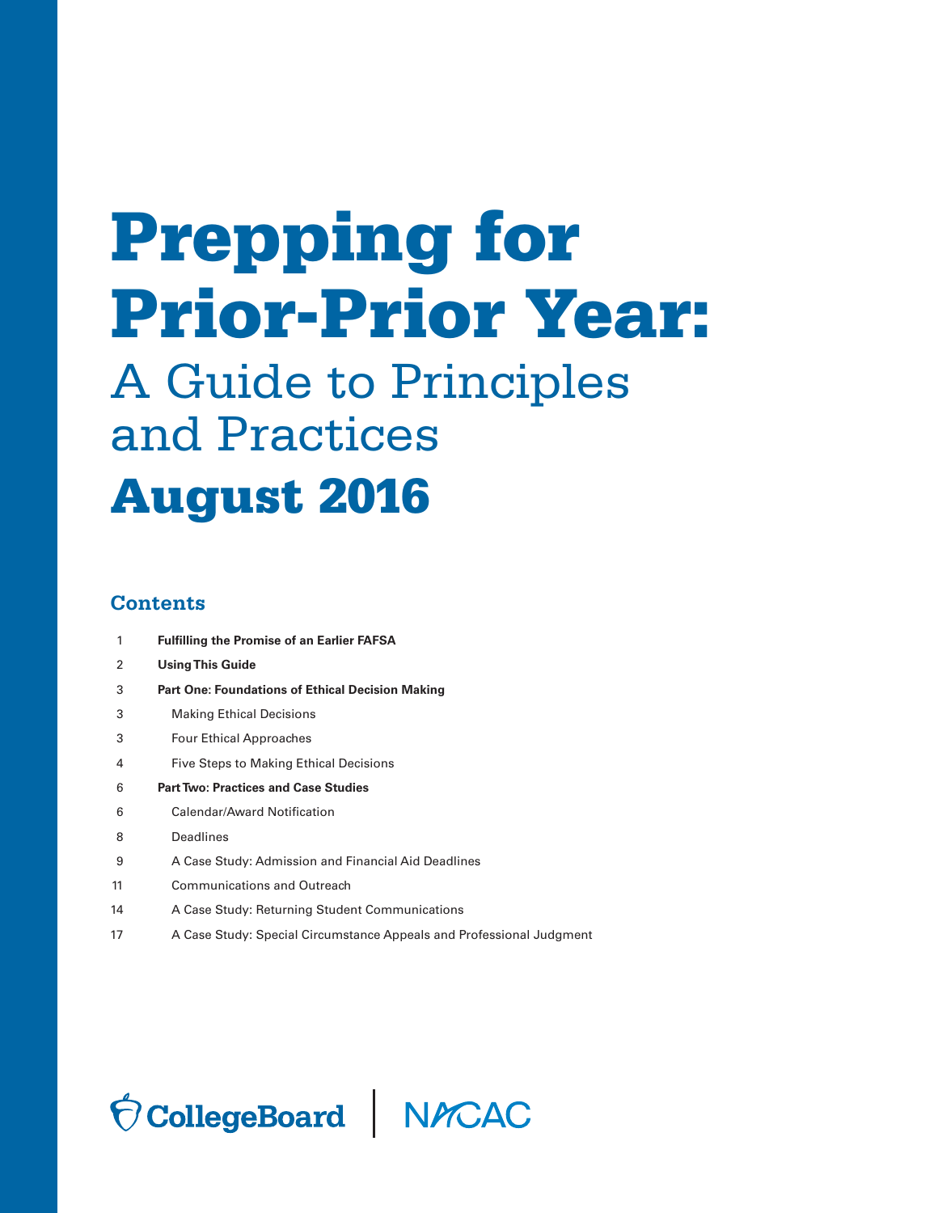# Prepping for Prior-Prior Year:

## A Guide to Principles and Practices

## August 2016

### Contents

| | |
|---|---|
| 1 | **Fulfilling the Promise of an Earlier FAFSA** |
| 2 | **Using This Guide** |
| 3 | **Part One: Foundations of Ethical Decision Making** |
| 3 | Making Ethical Decisions |
| 3 | Four Ethical Approaches |
| 4 | Five Steps to Making Ethical Decisions |
| 6 | **Part Two: Practices and Case Studies** |
| 6 | Calendar/Award Notification |
| 8 | Deadlines |
| 9 | A Case Study: Admission and Financial Aid Deadlines |
| 11 | Communications and Outreach |
| 14 | A Case Study: Returning Student Communications |
| 17 | A Case Study: Special Circumstance Appeals and Professional Judgment |

CollegeBoard | NACAC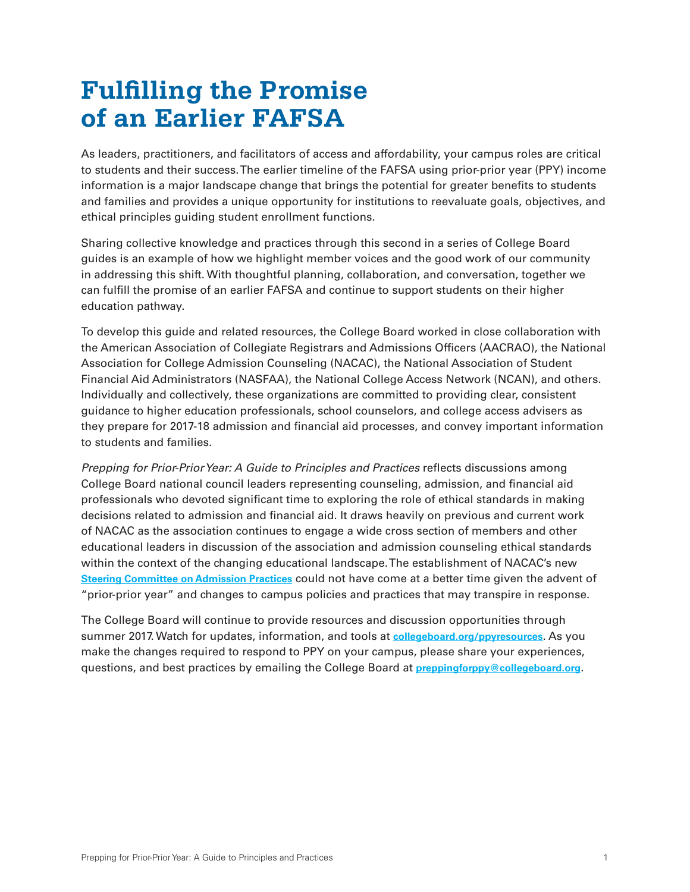# Fulfilling the Promise of an Earlier FAFSA

As leaders, practitioners, and facilitators of access and affordability, your campus roles are critical to students and their success. The earlier timeline of the FAFSA using prior-prior year (PPY) income information is a major landscape change that brings the potential for greater benefits to students and families and provides a unique opportunity for institutions to reevaluate goals, objectives, and ethical principles guiding student enrollment functions.

Sharing collective knowledge and practices through this second in a series of College Board guides is an example of how we highlight member voices and the good work of our community in addressing this shift. With thoughtful planning, collaboration, and conversation, together we can fulfill the promise of an earlier FAFSA and continue to support students on their higher education pathway.

To develop this guide and related resources, the College Board worked in close collaboration with the American Association of Collegiate Registrars and Admissions Officers (AACRAO), the National Association for College Admission Counseling (NACAC), the National Association of Student Financial Aid Administrators (NASFAA), the National College Access Network (NCAN), and others. Individually and collectively, these organizations are committed to providing clear, consistent guidance to higher education professionals, school counselors, and college access advisers as they prepare for 2017-18 admission and financial aid processes, and convey important information to students and families.

*Prepping for Prior-Prior Year: A Guide to Principles and Practices* reflects discussions among College Board national council leaders representing counseling, admission, and financial aid professionals who devoted significant time to exploring the role of ethical standards in making decisions related to admission and financial aid. It draws heavily on previous and current work of NACAC as the association continues to engage a wide cross section of members and other educational leaders in discussion of the association and admission counseling ethical standards within the context of the changing educational landscape. The establishment of NACAC's new **Steering Committee on Admission Practices** could not have come at a better time given the advent of "prior-prior year" and changes to campus policies and practices that may transpire in response.

The College Board will continue to provide resources and discussion opportunities through summer 2017. Watch for updates, information, and tools at **collegeboard.org/ppyresources**. As you make the changes required to respond to PPY on your campus, please share your experiences, questions, and best practices by emailing the College Board at **preppingforppy@collegeboard.org**.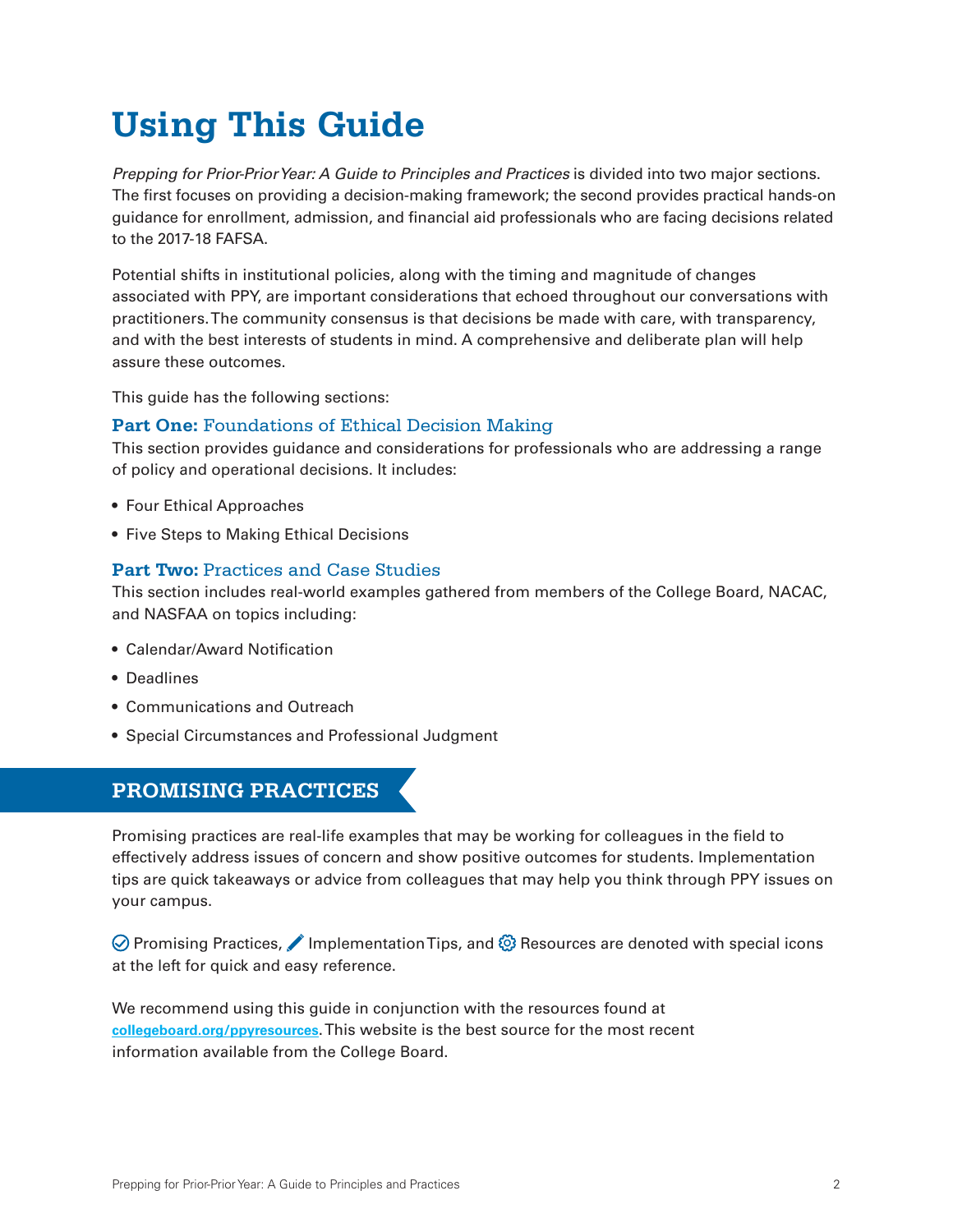# Using This Guide

*Prepping for Prior-Prior Year: A Guide to Principles and Practices* is divided into two major sections. The first focuses on providing a decision-making framework; the second provides practical hands-on guidance for enrollment, admission, and financial aid professionals who are facing decisions related to the 2017-18 FAFSA.

Potential shifts in institutional policies, along with the timing and magnitude of changes associated with PPY, are important considerations that echoed throughout our conversations with practitioners. The community consensus is that decisions be made with care, with transparency, and with the best interests of students in mind. A comprehensive and deliberate plan will help assure these outcomes.

This guide has the following sections:

### **Part One:** Foundations of Ethical Decision Making

This section provides guidance and considerations for professionals who are addressing a range of policy and operational decisions. It includes:

- Four Ethical Approaches
- Five Steps to Making Ethical Decisions

### **Part Two:** Practices and Case Studies

This section includes real-world examples gathered from members of the College Board, NACAC, and NASFAA on topics including:

- Calendar/Award Notification
- Deadlines
- Communications and Outreach
- Special Circumstances and Professional Judgment

## PROMISING PRACTICES

Promising practices are real-life examples that may be working for colleagues in the field to effectively address issues of concern and show positive outcomes for students. Implementation tips are quick takeaways or advice from colleagues that may help you think through PPY issues on your campus.

Promising Practices, Implementation Tips, and Resources are denoted with special icons at the left for quick and easy reference.

We recommend using this guide in conjunction with the resources found at **collegeboard.org/ppyresources**. This website is the best source for the most recent information available from the College Board.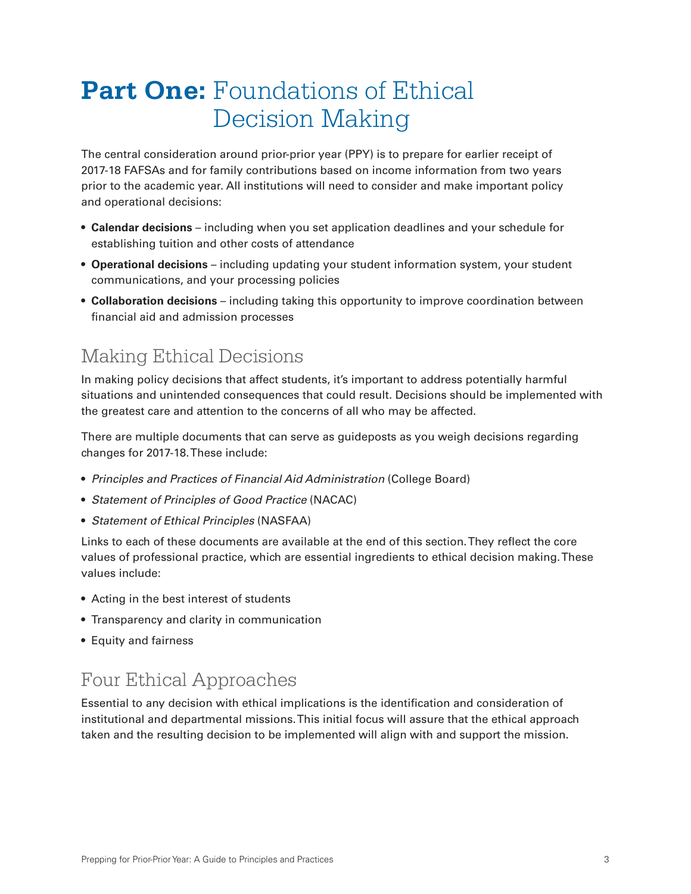# **Part One:** Foundations of Ethical Decision Making

The central consideration around prior-prior year (PPY) is to prepare for earlier receipt of 2017-18 FAFSAs and for family contributions based on income information from two years prior to the academic year. All institutions will need to consider and make important policy and operational decisions:

- **Calendar decisions** – including when you set application deadlines and your schedule for establishing tuition and other costs of attendance
- **Operational decisions** – including updating your student information system, your student communications, and your processing policies
- **Collaboration decisions** – including taking this opportunity to improve coordination between financial aid and admission processes

## Making Ethical Decisions

In making policy decisions that affect students, it's important to address potentially harmful situations and unintended consequences that could result. Decisions should be implemented with the greatest care and attention to the concerns of all who may be affected.

There are multiple documents that can serve as guideposts as you weigh decisions regarding changes for 2017-18. These include:

- *Principles and Practices of Financial Aid Administration* (College Board)
- *Statement of Principles of Good Practice* (NACAC)
- *Statement of Ethical Principles* (NASFAA)

Links to each of these documents are available at the end of this section. They reflect the core values of professional practice, which are essential ingredients to ethical decision making. These values include:

- Acting in the best interest of students
- Transparency and clarity in communication
- Equity and fairness

## Four Ethical Approaches

Essential to any decision with ethical implications is the identification and consideration of institutional and departmental missions. This initial focus will assure that the ethical approach taken and the resulting decision to be implemented will align with and support the mission.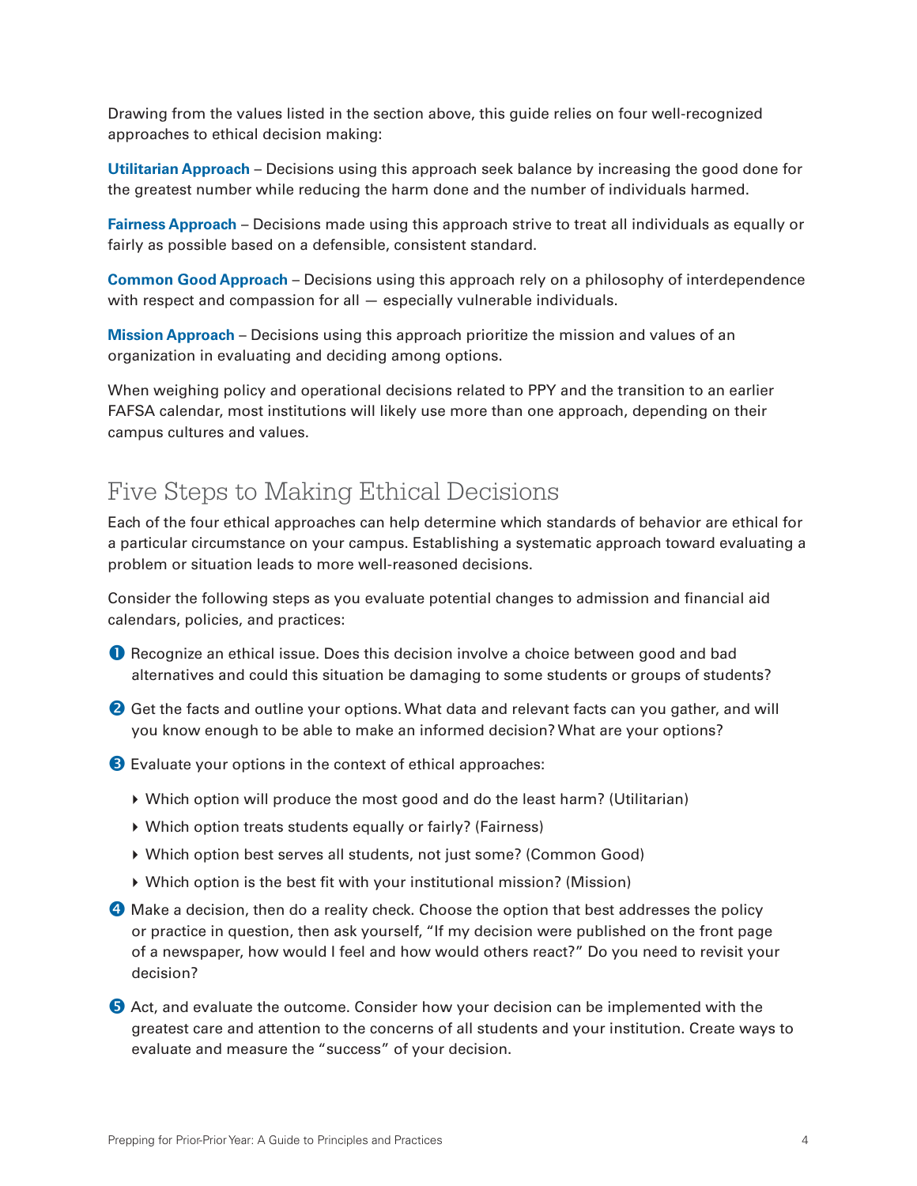Drawing from the values listed in the section above, this guide relies on four well-recognized approaches to ethical decision making:

**Utilitarian Approach** – Decisions using this approach seek balance by increasing the good done for the greatest number while reducing the harm done and the number of individuals harmed.

**Fairness Approach** – Decisions made using this approach strive to treat all individuals as equally or fairly as possible based on a defensible, consistent standard.

**Common Good Approach** – Decisions using this approach rely on a philosophy of interdependence with respect and compassion for all — especially vulnerable individuals.

**Mission Approach** – Decisions using this approach prioritize the mission and values of an organization in evaluating and deciding among options.

When weighing policy and operational decisions related to PPY and the transition to an earlier FAFSA calendar, most institutions will likely use more than one approach, depending on their campus cultures and values.

## Five Steps to Making Ethical Decisions

Each of the four ethical approaches can help determine which standards of behavior are ethical for a particular circumstance on your campus. Establishing a systematic approach toward evaluating a problem or situation leads to more well-reasoned decisions.

Consider the following steps as you evaluate potential changes to admission and financial aid calendars, policies, and practices:

1. Recognize an ethical issue. Does this decision involve a choice between good and bad alternatives and could this situation be damaging to some students or groups of students?

2. Get the facts and outline your options. What data and relevant facts can you gather, and will you know enough to be able to make an informed decision? What are your options?

3. Evaluate your options in the context of ethical approaches:
   - Which option will produce the most good and do the least harm? (Utilitarian)
   - Which option treats students equally or fairly? (Fairness)
   - Which option best serves all students, not just some? (Common Good)
   - Which option is the best fit with your institutional mission? (Mission)

4. Make a decision, then do a reality check. Choose the option that best addresses the policy or practice in question, then ask yourself, "If my decision were published on the front page of a newspaper, how would I feel and how would others react?" Do you need to revisit your decision?

5. Act, and evaluate the outcome. Consider how your decision can be implemented with the greatest care and attention to the concerns of all students and your institution. Create ways to evaluate and measure the "success" of your decision.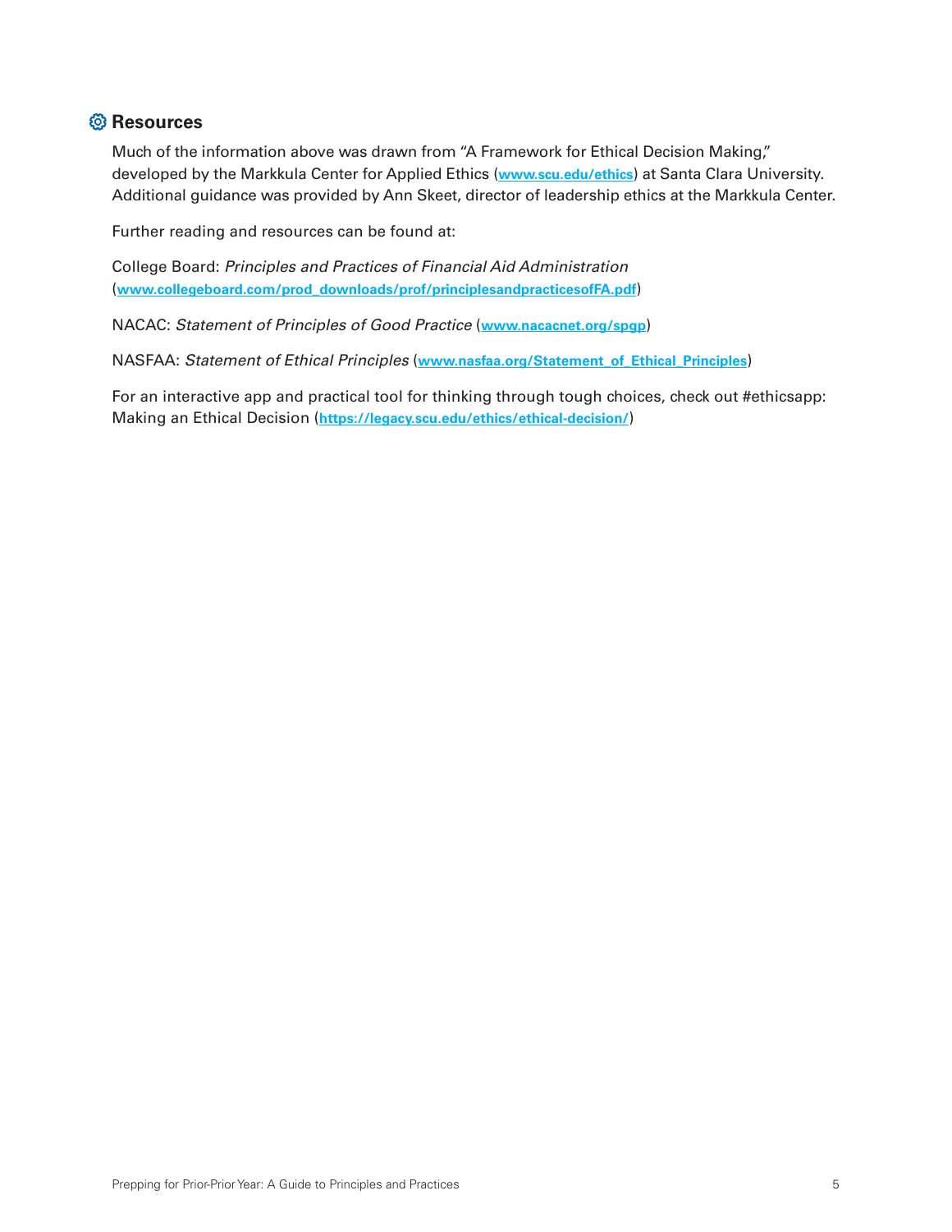## Resources

Much of the information above was drawn from "A Framework for Ethical Decision Making," developed by the Markkula Center for Applied Ethics (**www.scu.edu/ethics**) at Santa Clara University. Additional guidance was provided by Ann Skeet, director of leadership ethics at the Markkula Center.

Further reading and resources can be found at:

College Board: *Principles and Practices of Financial Aid Administration* (**www.collegeboard.com/prod_downloads/prof/principlesandpracticesofFA.pdf**)

NACAC: *Statement of Principles of Good Practice* (**www.nacacnet.org/spgp**)

NASFAA: *Statement of Ethical Principles* (**www.nasfaa.org/Statement_of_Ethical_Principles**)

For an interactive app and practical tool for thinking through tough choices, check out #ethicsapp: Making an Ethical Decision (**https://legacy.scu.edu/ethics/ethical-decision/**)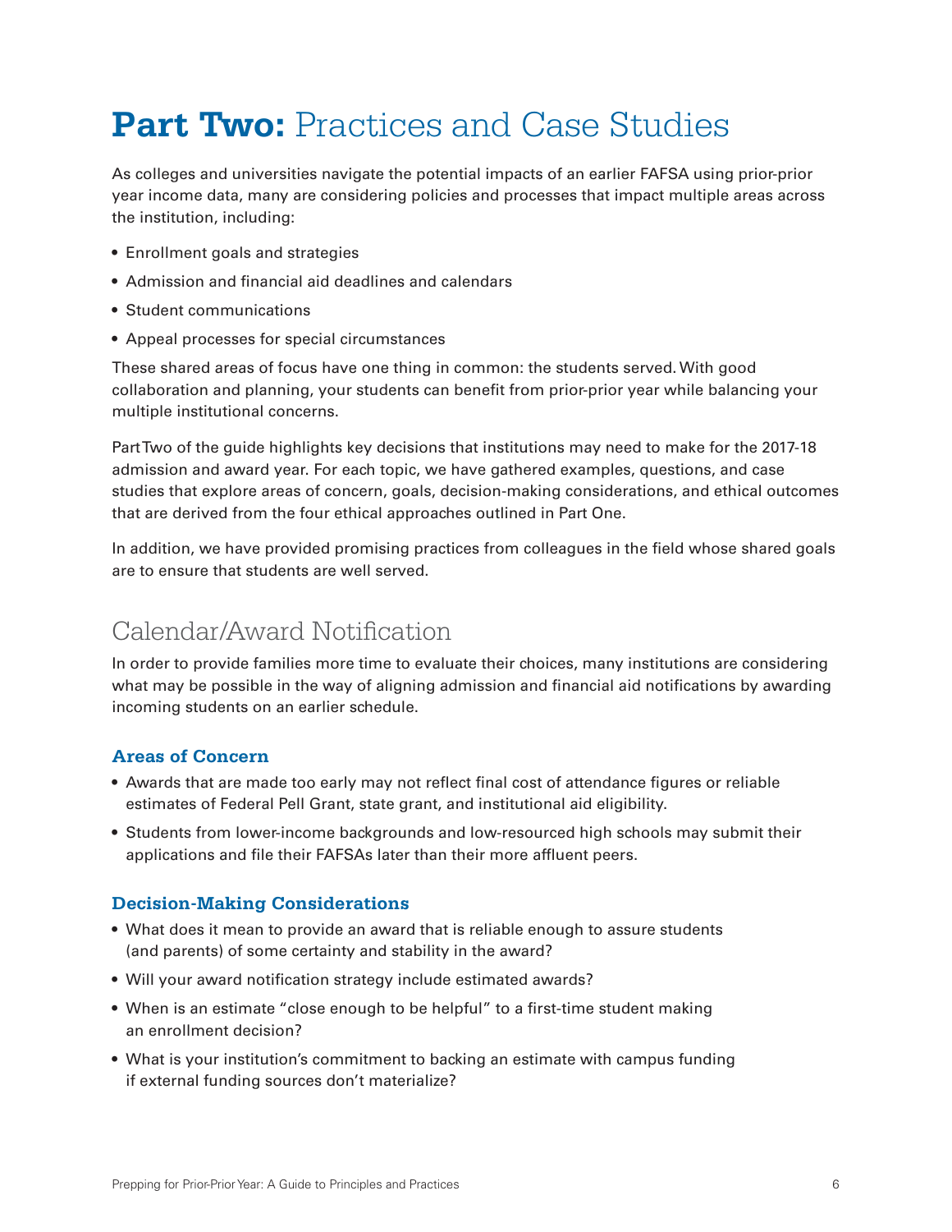# **Part Two:** Practices and Case Studies

As colleges and universities navigate the potential impacts of an earlier FAFSA using prior-prior year income data, many are considering policies and processes that impact multiple areas across the institution, including:

- Enrollment goals and strategies
- Admission and financial aid deadlines and calendars
- Student communications
- Appeal processes for special circumstances

These shared areas of focus have one thing in common: the students served. With good collaboration and planning, your students can benefit from prior-prior year while balancing your multiple institutional concerns.

Part Two of the guide highlights key decisions that institutions may need to make for the 2017-18 admission and award year. For each topic, we have gathered examples, questions, and case studies that explore areas of concern, goals, decision-making considerations, and ethical outcomes that are derived from the four ethical approaches outlined in Part One.

In addition, we have provided promising practices from colleagues in the field whose shared goals are to ensure that students are well served.

## Calendar/Award Notification

In order to provide families more time to evaluate their choices, many institutions are considering what may be possible in the way of aligning admission and financial aid notifications by awarding incoming students on an earlier schedule.

### Areas of Concern

- Awards that are made too early may not reflect final cost of attendance figures or reliable estimates of Federal Pell Grant, state grant, and institutional aid eligibility.
- Students from lower-income backgrounds and low-resourced high schools may submit their applications and file their FAFSAs later than their more affluent peers.

### Decision-Making Considerations

- What does it mean to provide an award that is reliable enough to assure students (and parents) of some certainty and stability in the award?
- Will your award notification strategy include estimated awards?
- When is an estimate "close enough to be helpful" to a first-time student making an enrollment decision?
- What is your institution's commitment to backing an estimate with campus funding if external funding sources don't materialize?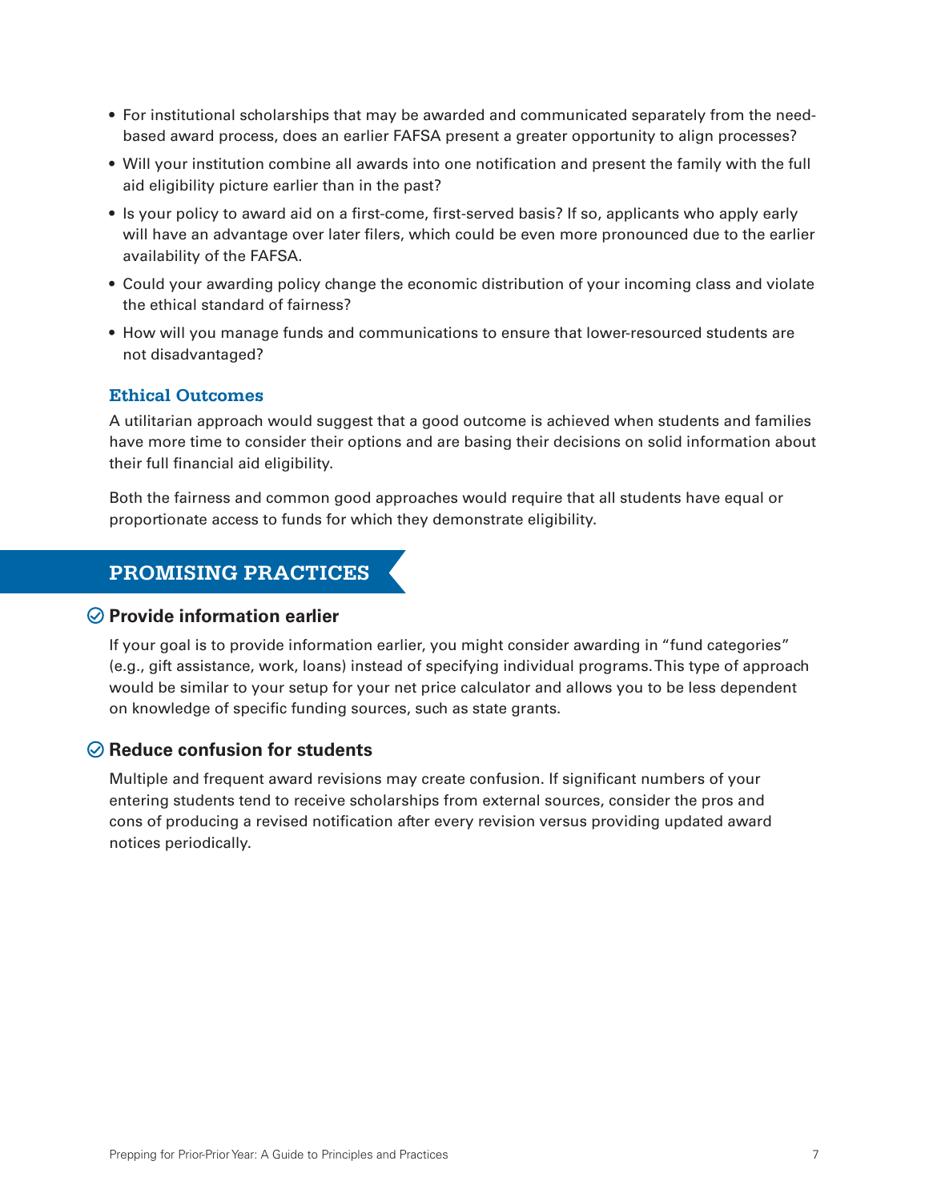- For institutional scholarships that may be awarded and communicated separately from the need-based award process, does an earlier FAFSA present a greater opportunity to align processes?
- Will your institution combine all awards into one notification and present the family with the full aid eligibility picture earlier than in the past?
- Is your policy to award aid on a first-come, first-served basis? If so, applicants who apply early will have an advantage over later filers, which could be even more pronounced due to the earlier availability of the FAFSA.
- Could your awarding policy change the economic distribution of your incoming class and violate the ethical standard of fairness?
- How will you manage funds and communications to ensure that lower-resourced students are not disadvantaged?

### Ethical Outcomes

A utilitarian approach would suggest that a good outcome is achieved when students and families have more time to consider their options and are basing their decisions on solid information about their full financial aid eligibility.

Both the fairness and common good approaches would require that all students have equal or proportionate access to funds for which they demonstrate eligibility.

## PROMISING PRACTICES

### Provide information earlier

If your goal is to provide information earlier, you might consider awarding in "fund categories" (e.g., gift assistance, work, loans) instead of specifying individual programs. This type of approach would be similar to your setup for your net price calculator and allows you to be less dependent on knowledge of specific funding sources, such as state grants.

### Reduce confusion for students

Multiple and frequent award revisions may create confusion. If significant numbers of your entering students tend to receive scholarships from external sources, consider the pros and cons of producing a revised notification after every revision versus providing updated award notices periodically.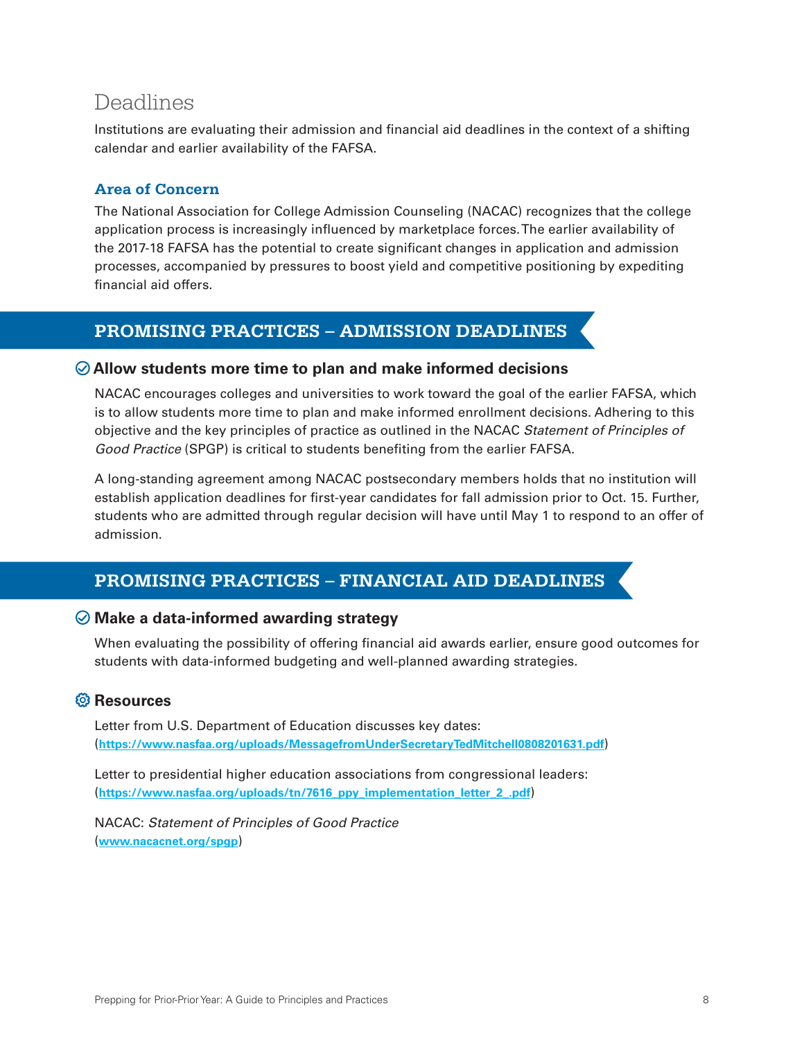# Deadlines

Institutions are evaluating their admission and financial aid deadlines in the context of a shifting calendar and earlier availability of the FAFSA.

### Area of Concern

The National Association for College Admission Counseling (NACAC) recognizes that the college application process is increasingly influenced by marketplace forces. The earlier availability of the 2017-18 FAFSA has the potential to create significant changes in application and admission processes, accompanied by pressures to boost yield and competitive positioning by expediting financial aid offers.

## PROMISING PRACTICES – ADMISSION DEADLINES

### Allow students more time to plan and make informed decisions

NACAC encourages colleges and universities to work toward the goal of the earlier FAFSA, which is to allow students more time to plan and make informed enrollment decisions. Adhering to this objective and the key principles of practice as outlined in the NACAC *Statement of Principles of Good Practice* (SPGP) is critical to students benefiting from the earlier FAFSA.

A long-standing agreement among NACAC postsecondary members holds that no institution will establish application deadlines for first-year candidates for fall admission prior to Oct. 15. Further, students who are admitted through regular decision will have until May 1 to respond to an offer of admission.

## PROMISING PRACTICES – FINANCIAL AID DEADLINES

### Make a data-informed awarding strategy

When evaluating the possibility of offering financial aid awards earlier, ensure good outcomes for students with data-informed budgeting and well-planned awarding strategies.

### Resources

Letter from U.S. Department of Education discusses key dates:
(**https://www.nasfaa.org/uploads/MessagefromUnderSecretaryTedMitchell0808201631.pdf**)

Letter to presidential higher education associations from congressional leaders:
(**https://www.nasfaa.org/uploads/tn/7616_ppy_implementation_letter_2_.pdf**)

NACAC: *Statement of Principles of Good Practice*
(**www.nacacnet.org/spgp**)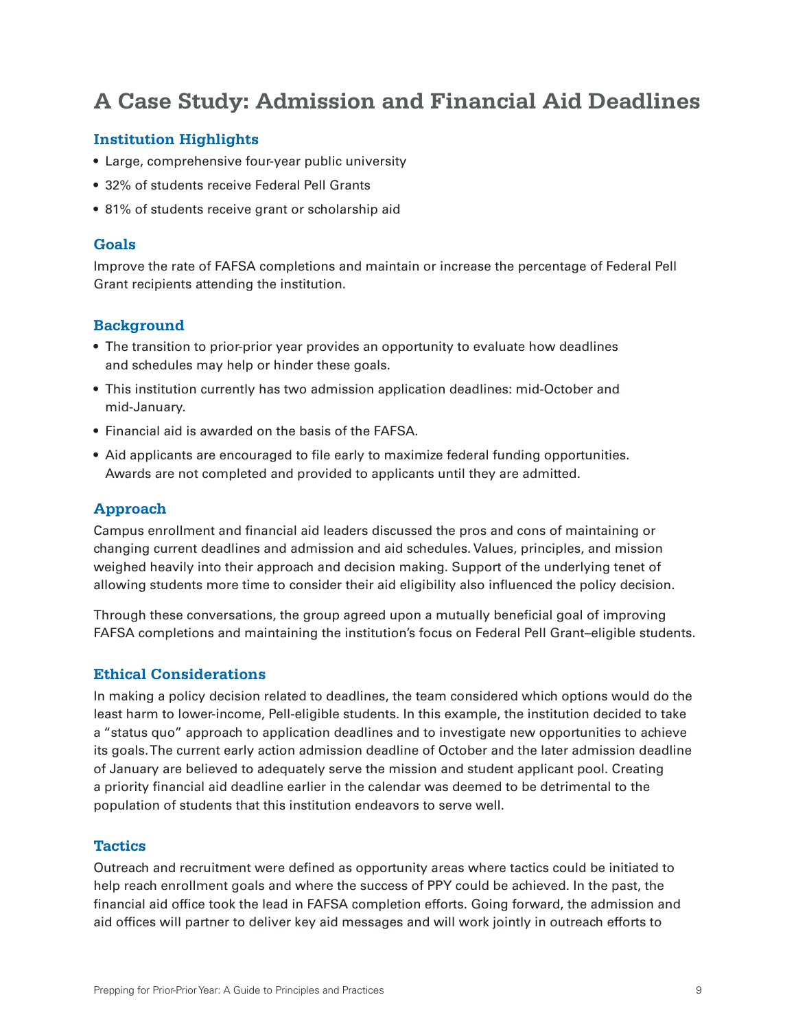# A Case Study: Admission and Financial Aid Deadlines

## Institution Highlights

- Large, comprehensive four-year public university
- 32% of students receive Federal Pell Grants
- 81% of students receive grant or scholarship aid

## Goals

Improve the rate of FAFSA completions and maintain or increase the percentage of Federal Pell Grant recipients attending the institution.

## Background

- The transition to prior-prior year provides an opportunity to evaluate how deadlines and schedules may help or hinder these goals.
- This institution currently has two admission application deadlines: mid-October and mid-January.
- Financial aid is awarded on the basis of the FAFSA.
- Aid applicants are encouraged to file early to maximize federal funding opportunities. Awards are not completed and provided to applicants until they are admitted.

## Approach

Campus enrollment and financial aid leaders discussed the pros and cons of maintaining or changing current deadlines and admission and aid schedules. Values, principles, and mission weighed heavily into their approach and decision making. Support of the underlying tenet of allowing students more time to consider their aid eligibility also influenced the policy decision.

Through these conversations, the group agreed upon a mutually beneficial goal of improving FAFSA completions and maintaining the institution's focus on Federal Pell Grant–eligible students.

## Ethical Considerations

In making a policy decision related to deadlines, the team considered which options would do the least harm to lower-income, Pell-eligible students. In this example, the institution decided to take a "status quo" approach to application deadlines and to investigate new opportunities to achieve its goals. The current early action admission deadline of October and the later admission deadline of January are believed to adequately serve the mission and student applicant pool. Creating a priority financial aid deadline earlier in the calendar was deemed to be detrimental to the population of students that this institution endeavors to serve well.

## Tactics

Outreach and recruitment were defined as opportunity areas where tactics could be initiated to help reach enrollment goals and where the success of PPY could be achieved. In the past, the financial aid office took the lead in FAFSA completion efforts. Going forward, the admission and aid offices will partner to deliver key aid messages and will work jointly in outreach efforts to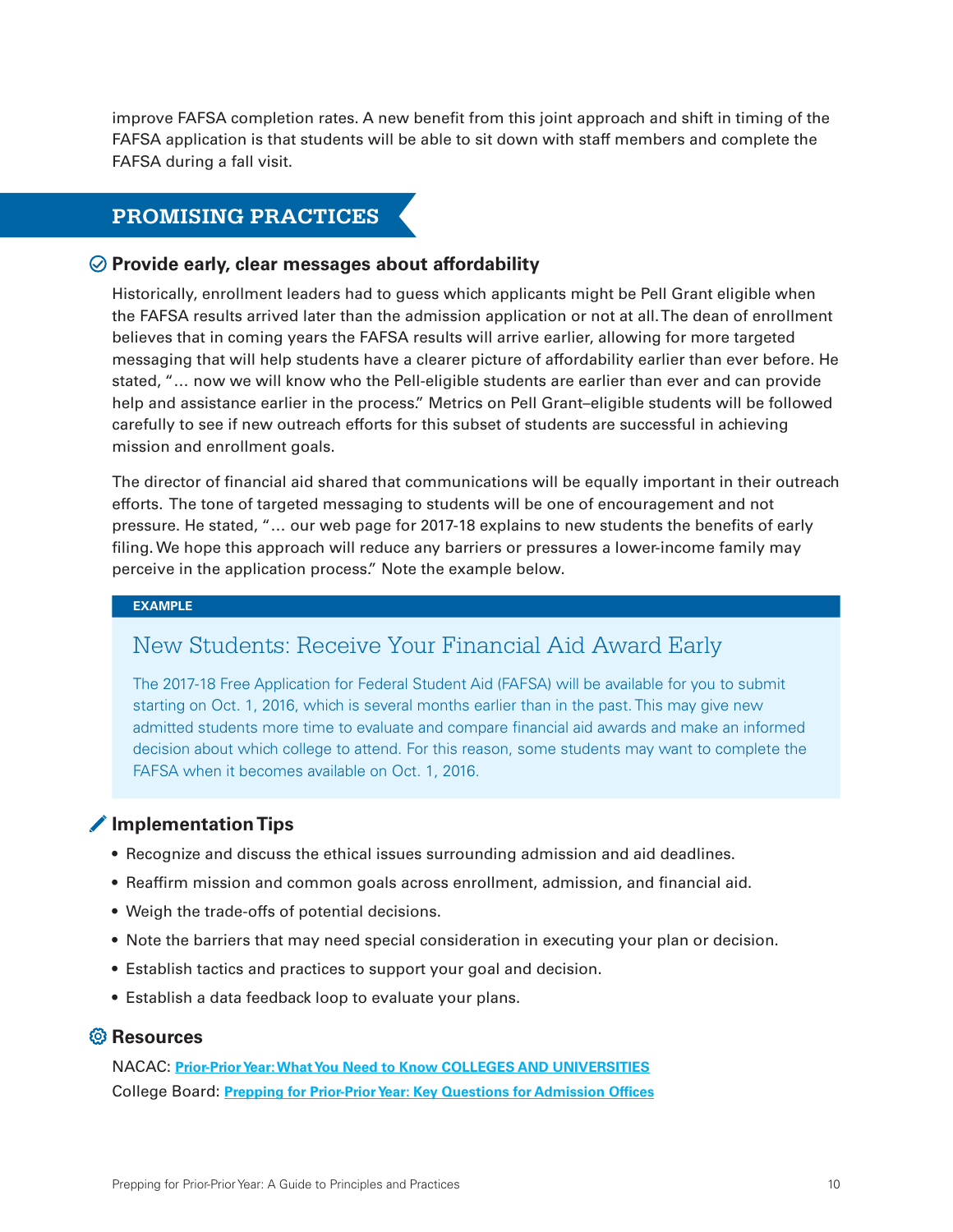improve FAFSA completion rates. A new benefit from this joint approach and shift in timing of the FAFSA application is that students will be able to sit down with staff members and complete the FAFSA during a fall visit.

## PROMISING PRACTICES

### Provide early, clear messages about affordability

Historically, enrollment leaders had to guess which applicants might be Pell Grant eligible when the FAFSA results arrived later than the admission application or not at all. The dean of enrollment believes that in coming years the FAFSA results will arrive earlier, allowing for more targeted messaging that will help students have a clearer picture of affordability earlier than ever before. He stated, "… now we will know who the Pell-eligible students are earlier than ever and can provide help and assistance earlier in the process." Metrics on Pell Grant–eligible students will be followed carefully to see if new outreach efforts for this subset of students are successful in achieving mission and enrollment goals.

The director of financial aid shared that communications will be equally important in their outreach efforts. The tone of targeted messaging to students will be one of encouragement and not pressure. He stated, "… our web page for 2017-18 explains to new students the benefits of early filing. We hope this approach will reduce any barriers or pressures a lower-income family may perceive in the application process." Note the example below.

**EXAMPLE**

> **New Students: Receive Your Financial Aid Award Early**
>
> The 2017-18 Free Application for Federal Student Aid (FAFSA) will be available for you to submit starting on Oct. 1, 2016, which is several months earlier than in the past. This may give new admitted students more time to evaluate and compare financial aid awards and make an informed decision about which college to attend. For this reason, some students may want to complete the FAFSA when it becomes available on Oct. 1, 2016.

### Implementation Tips

- Recognize and discuss the ethical issues surrounding admission and aid deadlines.
- Reaffirm mission and common goals across enrollment, admission, and financial aid.
- Weigh the trade-offs of potential decisions.
- Note the barriers that may need special consideration in executing your plan or decision.
- Establish tactics and practices to support your goal and decision.
- Establish a data feedback loop to evaluate your plans.

### Resources

NACAC: **Prior-Prior Year: What You Need to Know COLLEGES AND UNIVERSITIES**
College Board: **Prepping for Prior-Prior Year: Key Questions for Admission Offices**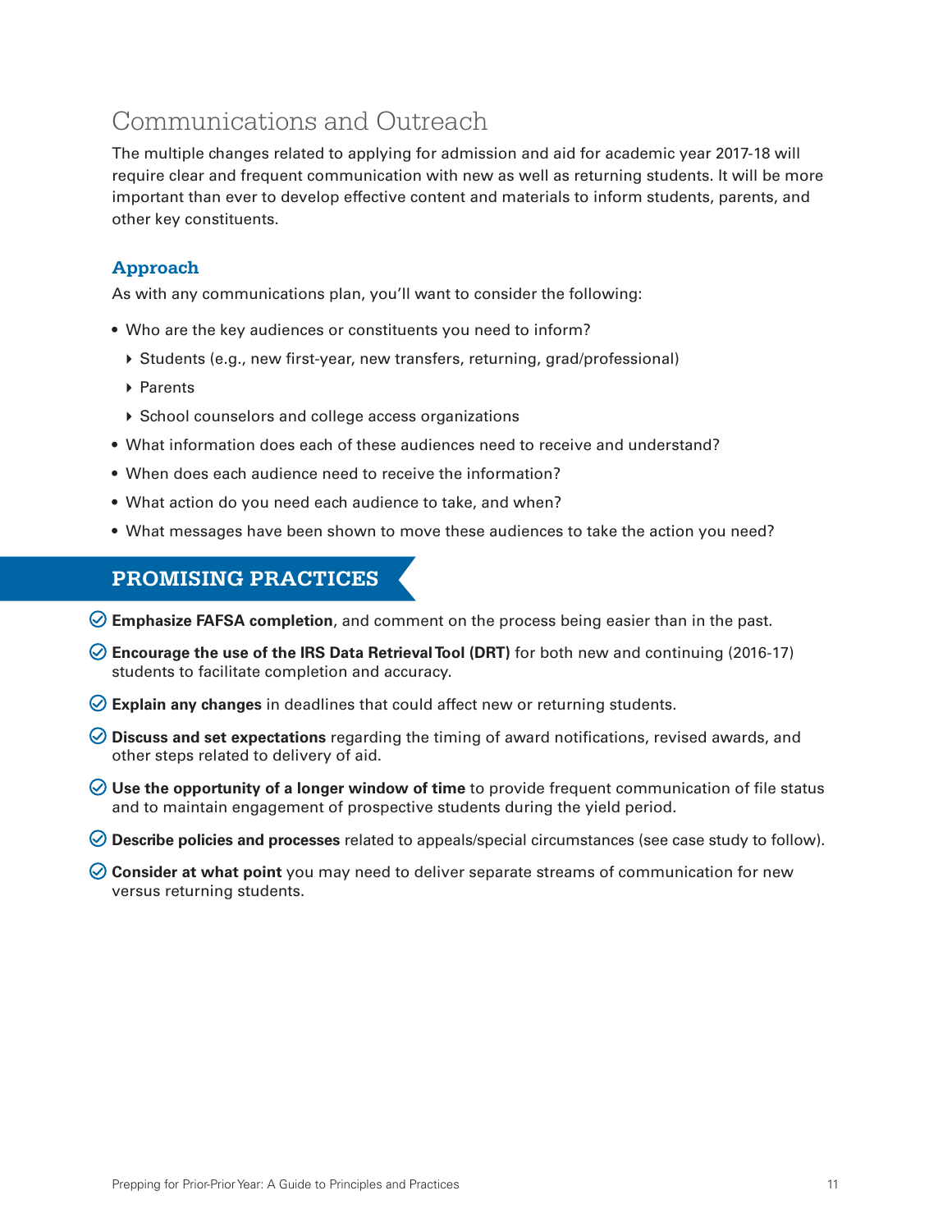# Communications and Outreach

The multiple changes related to applying for admission and aid for academic year 2017-18 will require clear and frequent communication with new as well as returning students. It will be more important than ever to develop effective content and materials to inform students, parents, and other key constituents.

## Approach

As with any communications plan, you'll want to consider the following:

- Who are the key audiences or constituents you need to inform?
  - Students (e.g., new first-year, new transfers, returning, grad/professional)
  - Parents
  - School counselors and college access organizations
- What information does each of these audiences need to receive and understand?
- When does each audience need to receive the information?
- What action do you need each audience to take, and when?
- What messages have been shown to move these audiences to take the action you need?

## PROMISING PRACTICES

- **Emphasize FAFSA completion**, and comment on the process being easier than in the past.
- **Encourage the use of the IRS Data Retrieval Tool (DRT)** for both new and continuing (2016-17) students to facilitate completion and accuracy.
- **Explain any changes** in deadlines that could affect new or returning students.
- **Discuss and set expectations** regarding the timing of award notifications, revised awards, and other steps related to delivery of aid.
- **Use the opportunity of a longer window of time** to provide frequent communication of file status and to maintain engagement of prospective students during the yield period.
- **Describe policies and processes** related to appeals/special circumstances (see case study to follow).
- **Consider at what point** you may need to deliver separate streams of communication for new versus returning students.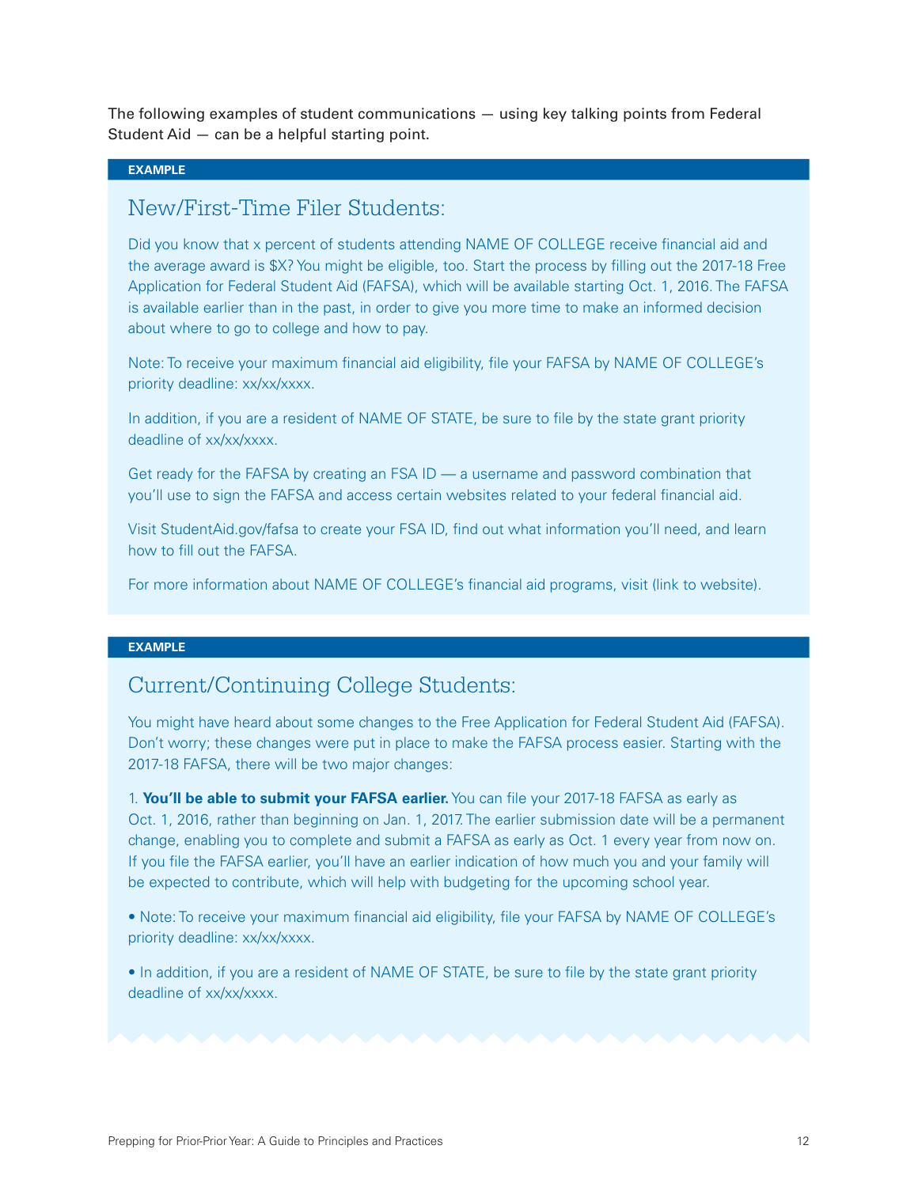The following examples of student communications — using key talking points from Federal Student Aid — can be a helpful starting point.

**EXAMPLE**

## New/First-Time Filer Students:

Did you know that x percent of students attending NAME OF COLLEGE receive financial aid and the average award is $X? You might be eligible, too. Start the process by filling out the 2017-18 Free Application for Federal Student Aid (FAFSA), which will be available starting Oct. 1, 2016. The FAFSA is available earlier than in the past, in order to give you more time to make an informed decision about where to go to college and how to pay.

Note: To receive your maximum financial aid eligibility, file your FAFSA by NAME OF COLLEGE's priority deadline: xx/xx/xxxx.

In addition, if you are a resident of NAME OF STATE, be sure to file by the state grant priority deadline of xx/xx/xxxx.

Get ready for the FAFSA by creating an FSA ID — a username and password combination that you'll use to sign the FAFSA and access certain websites related to your federal financial aid.

Visit StudentAid.gov/fafsa to create your FSA ID, find out what information you'll need, and learn how to fill out the FAFSA.

For more information about NAME OF COLLEGE's financial aid programs, visit (link to website).

**EXAMPLE**

## Current/Continuing College Students:

You might have heard about some changes to the Free Application for Federal Student Aid (FAFSA). Don't worry; these changes were put in place to make the FAFSA process easier. Starting with the 2017-18 FAFSA, there will be two major changes:

1. **You'll be able to submit your FAFSA earlier.** You can file your 2017-18 FAFSA as early as Oct. 1, 2016, rather than beginning on Jan. 1, 2017. The earlier submission date will be a permanent change, enabling you to complete and submit a FAFSA as early as Oct. 1 every year from now on. If you file the FAFSA earlier, you'll have an earlier indication of how much you and your family will be expected to contribute, which will help with budgeting for the upcoming school year.

- Note: To receive your maximum financial aid eligibility, file your FAFSA by NAME OF COLLEGE's priority deadline: xx/xx/xxxx.
- In addition, if you are a resident of NAME OF STATE, be sure to file by the state grant priority deadline of xx/xx/xxxx.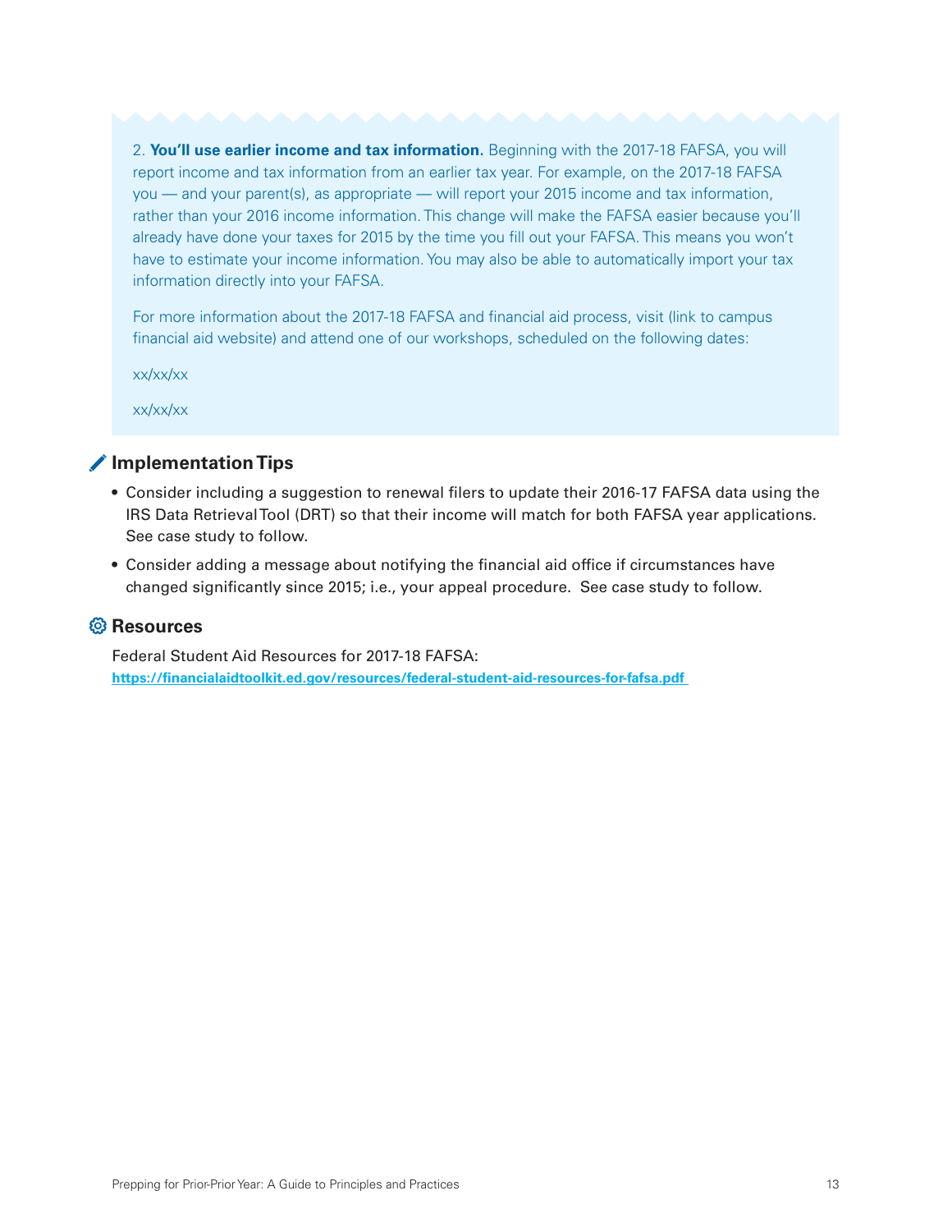2. **You'll use earlier income and tax information.** Beginning with the 2017-18 FAFSA, you will report income and tax information from an earlier tax year. For example, on the 2017-18 FAFSA you — and your parent(s), as appropriate — will report your 2015 income and tax information, rather than your 2016 income information. This change will make the FAFSA easier because you'll already have done your taxes for 2015 by the time you fill out your FAFSA. This means you won't have to estimate your income information. You may also be able to automatically import your tax information directly into your FAFSA.

For more information about the 2017-18 FAFSA and financial aid process, visit (link to campus financial aid website) and attend one of our workshops, scheduled on the following dates:

xx/xx/xx

xx/xx/xx

## Implementation Tips

- Consider including a suggestion to renewal filers to update their 2016-17 FAFSA data using the IRS Data Retrieval Tool (DRT) so that their income will match for both FAFSA year applications. See case study to follow.
- Consider adding a message about notifying the financial aid office if circumstances have changed significantly since 2015; i.e., your appeal procedure. See case study to follow.

## Resources

Federal Student Aid Resources for 2017-18 FAFSA:
**https://financialaidtoolkit.ed.gov/resources/federal-student-aid-resources-for-fafsa.pdf**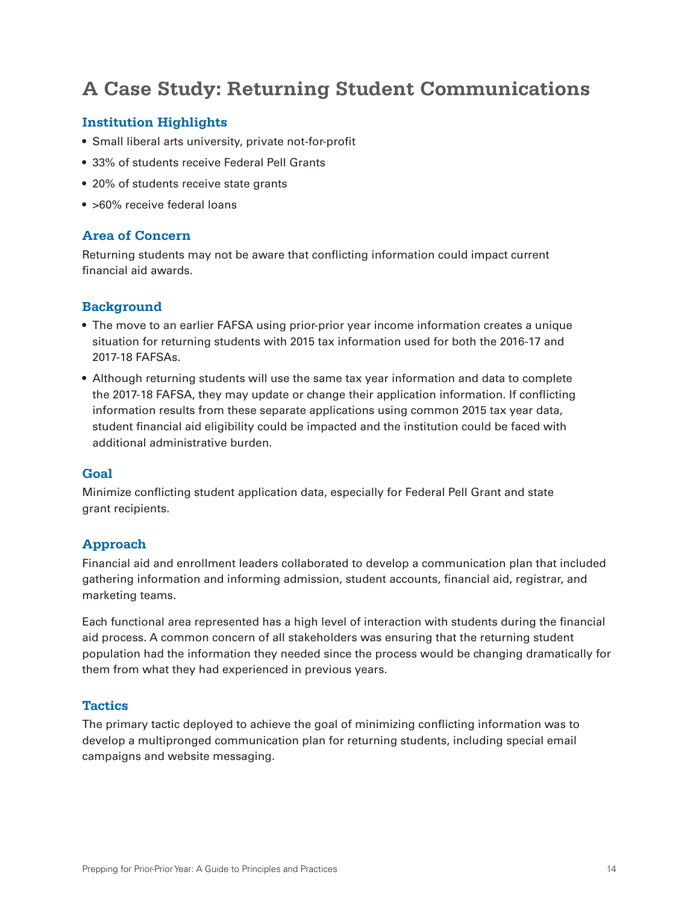# A Case Study: Returning Student Communications

## Institution Highlights

- Small liberal arts university, private not-for-profit
- 33% of students receive Federal Pell Grants
- 20% of students receive state grants
- >60% receive federal loans

## Area of Concern

Returning students may not be aware that conflicting information could impact current financial aid awards.

## Background

- The move to an earlier FAFSA using prior-prior year income information creates a unique situation for returning students with 2015 tax information used for both the 2016-17 and 2017-18 FAFSAs.
- Although returning students will use the same tax year information and data to complete the 2017-18 FAFSA, they may update or change their application information. If conflicting information results from these separate applications using common 2015 tax year data, student financial aid eligibility could be impacted and the institution could be faced with additional administrative burden.

## Goal

Minimize conflicting student application data, especially for Federal Pell Grant and state grant recipients.

## Approach

Financial aid and enrollment leaders collaborated to develop a communication plan that included gathering information and informing admission, student accounts, financial aid, registrar, and marketing teams.

Each functional area represented has a high level of interaction with students during the financial aid process. A common concern of all stakeholders was ensuring that the returning student population had the information they needed since the process would be changing dramatically for them from what they had experienced in previous years.

## Tactics

The primary tactic deployed to achieve the goal of minimizing conflicting information was to develop a multipronged communication plan for returning students, including special email campaigns and website messaging.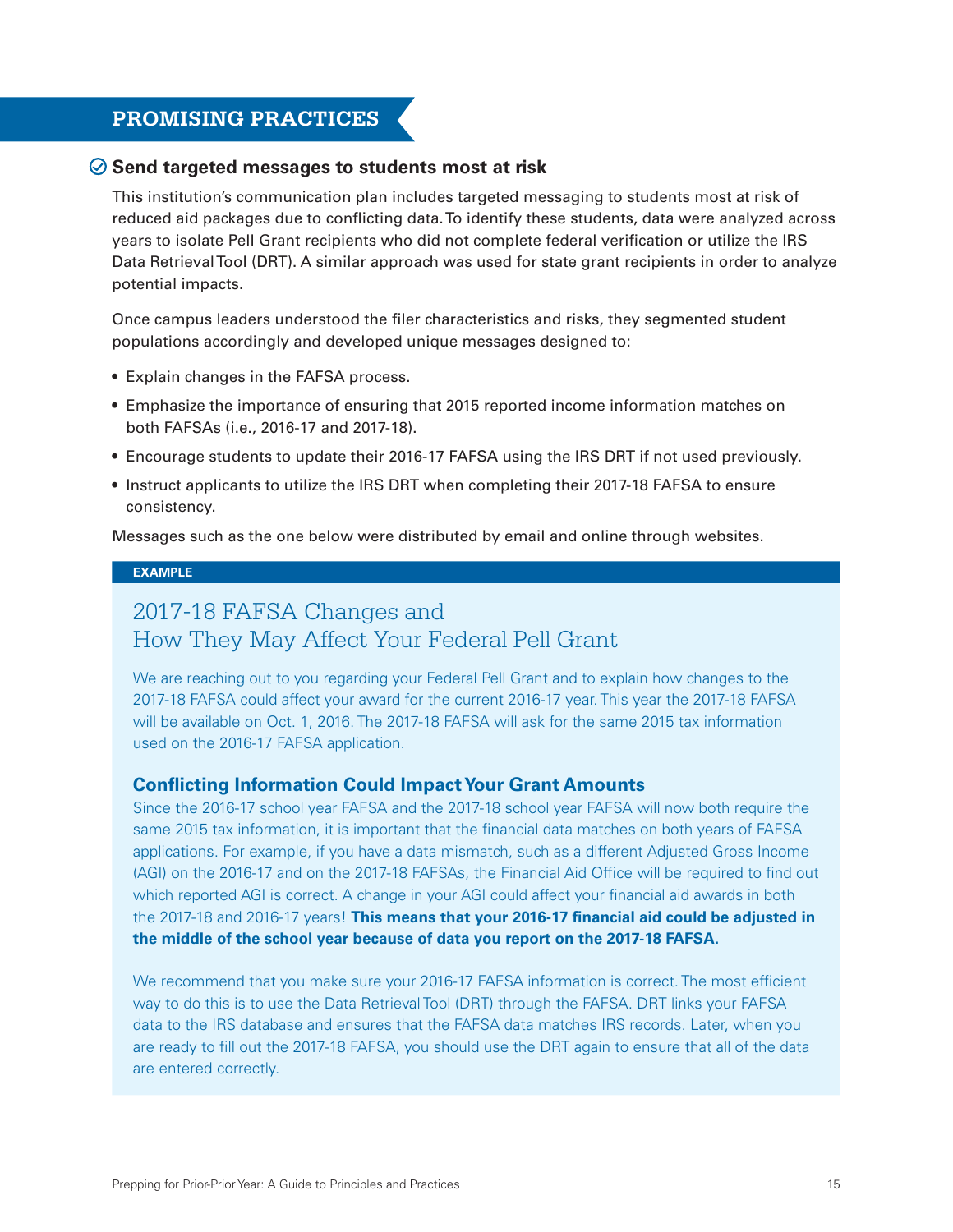## PROMISING PRACTICES

### Send targeted messages to students most at risk

This institution's communication plan includes targeted messaging to students most at risk of reduced aid packages due to conflicting data. To identify these students, data were analyzed across years to isolate Pell Grant recipients who did not complete federal verification or utilize the IRS Data Retrieval Tool (DRT). A similar approach was used for state grant recipients in order to analyze potential impacts.

Once campus leaders understood the filer characteristics and risks, they segmented student populations accordingly and developed unique messages designed to:

- Explain changes in the FAFSA process.
- Emphasize the importance of ensuring that 2015 reported income information matches on both FAFSAs (i.e., 2016-17 and 2017-18).
- Encourage students to update their 2016-17 FAFSA using the IRS DRT if not used previously.
- Instruct applicants to utilize the IRS DRT when completing their 2017-18 FAFSA to ensure consistency.

Messages such as the one below were distributed by email and online through websites.

**EXAMPLE**

#### 2017-18 FAFSA Changes and How They May Affect Your Federal Pell Grant

We are reaching out to you regarding your Federal Pell Grant and to explain how changes to the 2017-18 FAFSA could affect your award for the current 2016-17 year. This year the 2017-18 FAFSA will be available on Oct. 1, 2016. The 2017-18 FAFSA will ask for the same 2015 tax information used on the 2016-17 FAFSA application.

**Conflicting Information Could Impact Your Grant Amounts**

Since the 2016-17 school year FAFSA and the 2017-18 school year FAFSA will now both require the same 2015 tax information, it is important that the financial data matches on both years of FAFSA applications. For example, if you have a data mismatch, such as a different Adjusted Gross Income (AGI) on the 2016-17 and on the 2017-18 FAFSAs, the Financial Aid Office will be required to find out which reported AGI is correct. A change in your AGI could affect your financial aid awards in both the 2017-18 and 2016-17 years! **This means that your 2016-17 financial aid could be adjusted in the middle of the school year because of data you report on the 2017-18 FAFSA.**

We recommend that you make sure your 2016-17 FAFSA information is correct. The most efficient way to do this is to use the Data Retrieval Tool (DRT) through the FAFSA. DRT links your FAFSA data to the IRS database and ensures that the FAFSA data matches IRS records. Later, when you are ready to fill out the 2017-18 FAFSA, you should use the DRT again to ensure that all of the data are entered correctly.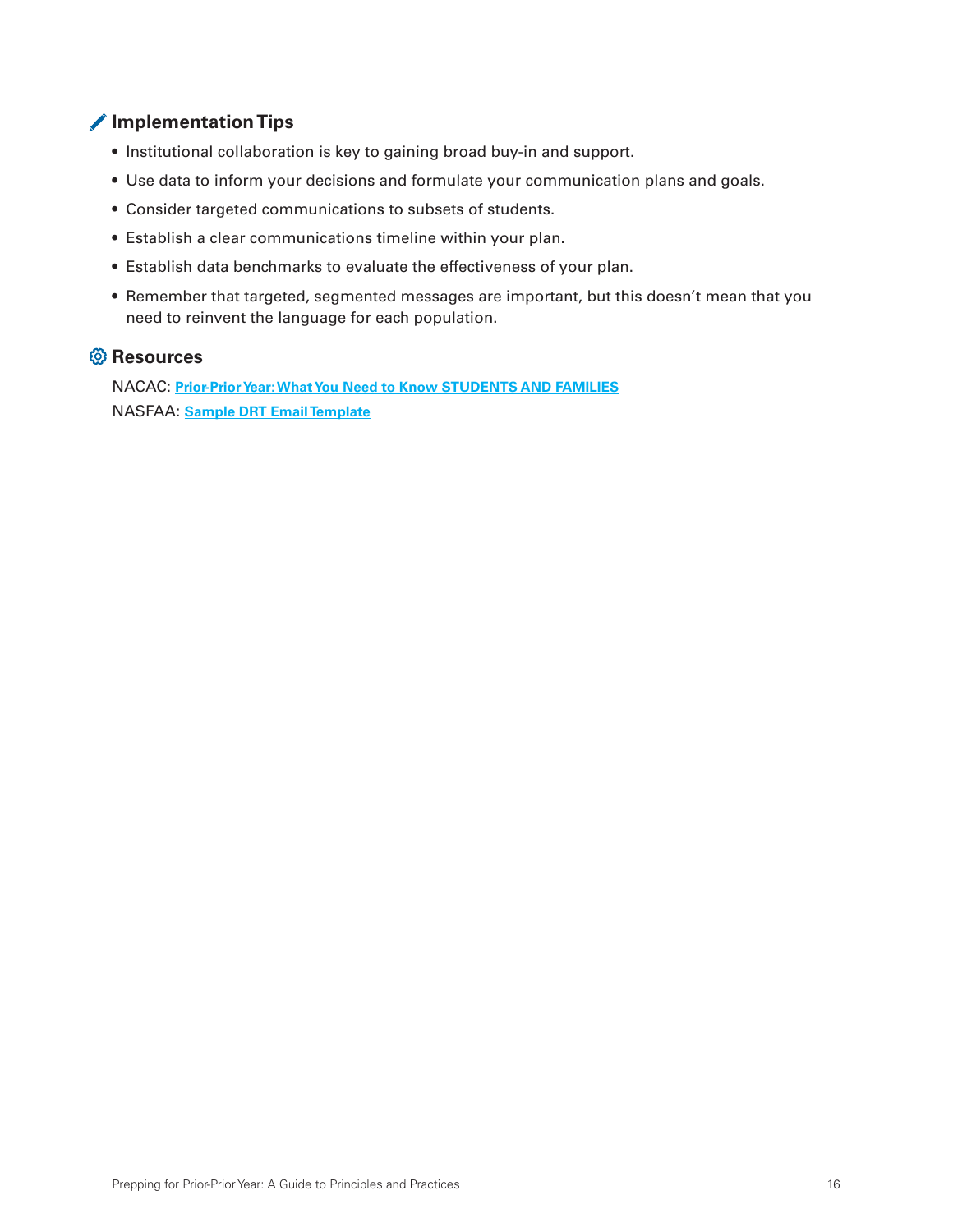### Implementation Tips

- Institutional collaboration is key to gaining broad buy-in and support.
- Use data to inform your decisions and formulate your communication plans and goals.
- Consider targeted communications to subsets of students.
- Establish a clear communications timeline within your plan.
- Establish data benchmarks to evaluate the effectiveness of your plan.
- Remember that targeted, segmented messages are important, but this doesn't mean that you need to reinvent the language for each population.

### Resources

NACAC: **Prior-Prior Year: What You Need to Know STUDENTS AND FAMILIES**
NASFAA: **Sample DRT Email Template**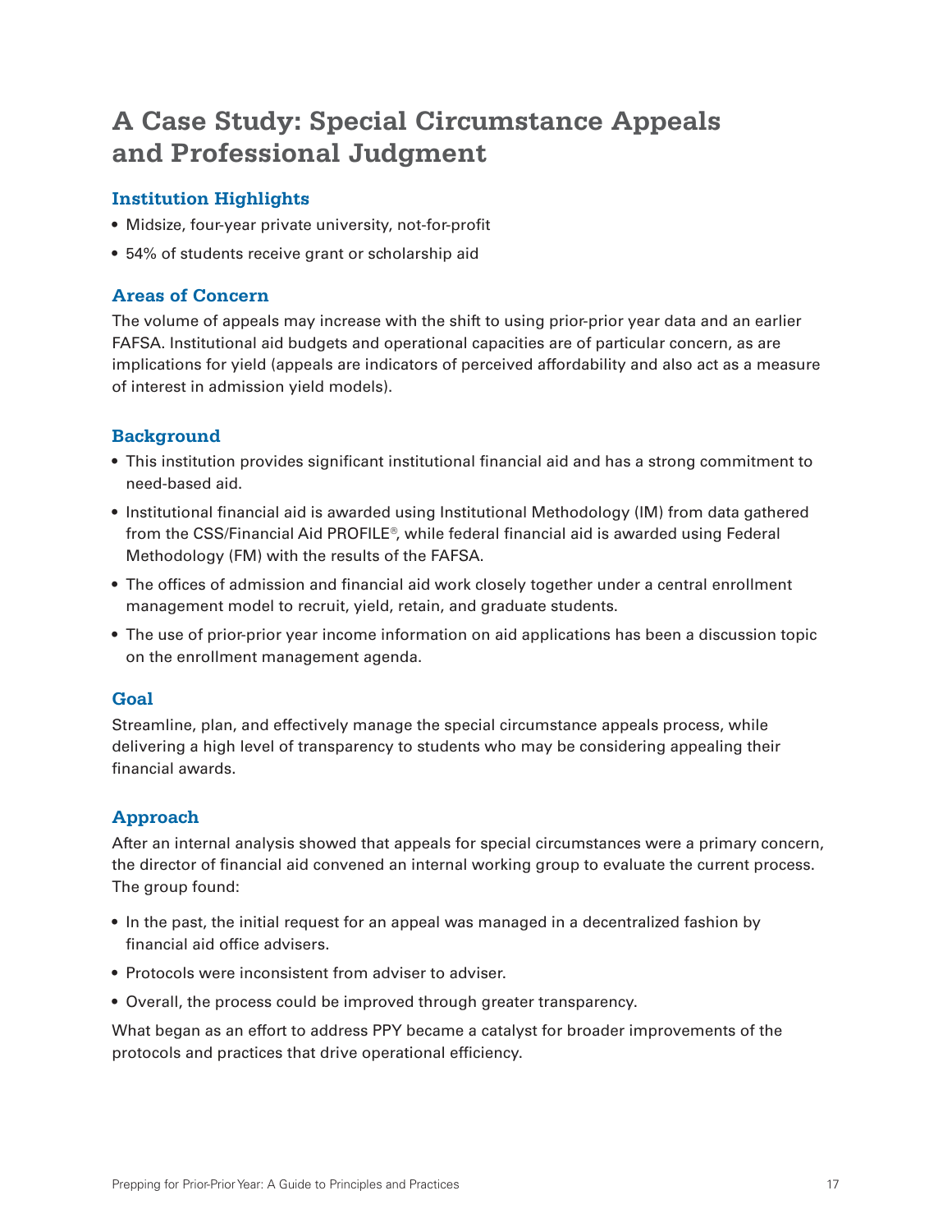# A Case Study: Special Circumstance Appeals and Professional Judgment

## Institution Highlights

- Midsize, four-year private university, not-for-profit
- 54% of students receive grant or scholarship aid

## Areas of Concern

The volume of appeals may increase with the shift to using prior-prior year data and an earlier FAFSA. Institutional aid budgets and operational capacities are of particular concern, as are implications for yield (appeals are indicators of perceived affordability and also act as a measure of interest in admission yield models).

## Background

- This institution provides significant institutional financial aid and has a strong commitment to need-based aid.
- Institutional financial aid is awarded using Institutional Methodology (IM) from data gathered from the CSS/Financial Aid PROFILE®, while federal financial aid is awarded using Federal Methodology (FM) with the results of the FAFSA.
- The offices of admission and financial aid work closely together under a central enrollment management model to recruit, yield, retain, and graduate students.
- The use of prior-prior year income information on aid applications has been a discussion topic on the enrollment management agenda.

## Goal

Streamline, plan, and effectively manage the special circumstance appeals process, while delivering a high level of transparency to students who may be considering appealing their financial awards.

## Approach

After an internal analysis showed that appeals for special circumstances were a primary concern, the director of financial aid convened an internal working group to evaluate the current process. The group found:

- In the past, the initial request for an appeal was managed in a decentralized fashion by financial aid office advisers.
- Protocols were inconsistent from adviser to adviser.
- Overall, the process could be improved through greater transparency.

What began as an effort to address PPY became a catalyst for broader improvements of the protocols and practices that drive operational efficiency.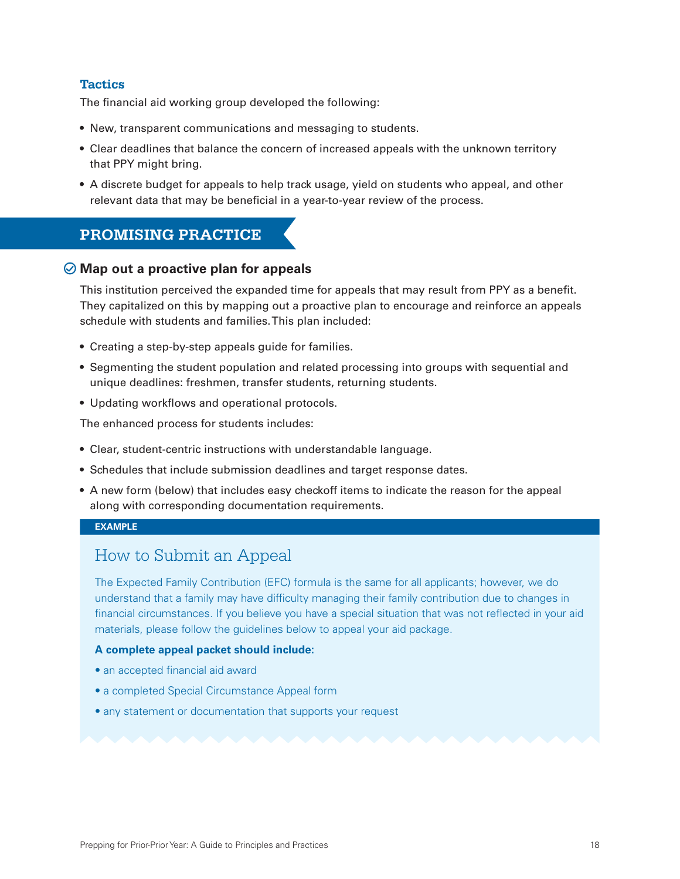### Tactics

The financial aid working group developed the following:

- New, transparent communications and messaging to students.
- Clear deadlines that balance the concern of increased appeals with the unknown territory that PPY might bring.
- A discrete budget for appeals to help track usage, yield on students who appeal, and other relevant data that may be beneficial in a year-to-year review of the process.

## PROMISING PRACTICE

### Map out a proactive plan for appeals

This institution perceived the expanded time for appeals that may result from PPY as a benefit. They capitalized on this by mapping out a proactive plan to encourage and reinforce an appeals schedule with students and families. This plan included:

- Creating a step-by-step appeals guide for families.
- Segmenting the student population and related processing into groups with sequential and unique deadlines: freshmen, transfer students, returning students.
- Updating workflows and operational protocols.

The enhanced process for students includes:

- Clear, student-centric instructions with understandable language.
- Schedules that include submission deadlines and target response dates.
- A new form (below) that includes easy checkoff items to indicate the reason for the appeal along with corresponding documentation requirements.

**EXAMPLE**

#### How to Submit an Appeal

The Expected Family Contribution (EFC) formula is the same for all applicants; however, we do understand that a family may have difficulty managing their family contribution due to changes in financial circumstances. If you believe you have a special situation that was not reflected in your aid materials, please follow the guidelines below to appeal your aid package.

**A complete appeal packet should include:**

- an accepted financial aid award
- a completed Special Circumstance Appeal form
- any statement or documentation that supports your request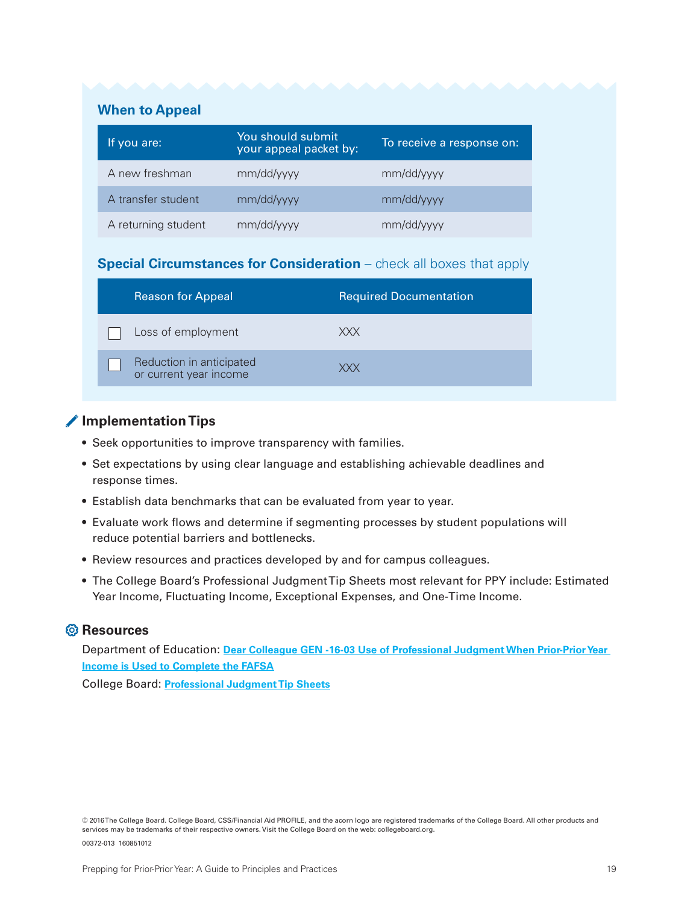### When to Appeal

| If you are: | You should submit your appeal packet by: | To receive a response on: |
|---|---|---|
| A new freshman | mm/dd/yyyy | mm/dd/yyyy |
| A transfer student | mm/dd/yyyy | mm/dd/yyyy |
| A returning student | mm/dd/yyyy | mm/dd/yyyy |

### Special Circumstances for Consideration – check all boxes that apply

| | Reason for Appeal | Required Documentation |
|---|---|---|
| ☐ | Loss of employment | XXX |
| ☐ | Reduction in anticipated or current year income | XXX |

## Implementation Tips

- Seek opportunities to improve transparency with families.
- Set expectations by using clear language and establishing achievable deadlines and response times.
- Establish data benchmarks that can be evaluated from year to year.
- Evaluate work flows and determine if segmenting processes by student populations will reduce potential barriers and bottlenecks.
- Review resources and practices developed by and for campus colleagues.
- The College Board's Professional Judgment Tip Sheets most relevant for PPY include: Estimated Year Income, Fluctuating Income, Exceptional Expenses, and One-Time Income.

## Resources

Department of Education: **Dear Colleague GEN -16-03 Use of Professional Judgment When Prior-Prior Year Income is Used to Complete the FAFSA**

College Board: **Professional Judgment Tip Sheets**

© 2016 The College Board. College Board, CSS/Financial Aid PROFILE, and the acorn logo are registered trademarks of the College Board. All other products and services may be trademarks of their respective owners. Visit the College Board on the web: collegeboard.org.

00372-013 160851012